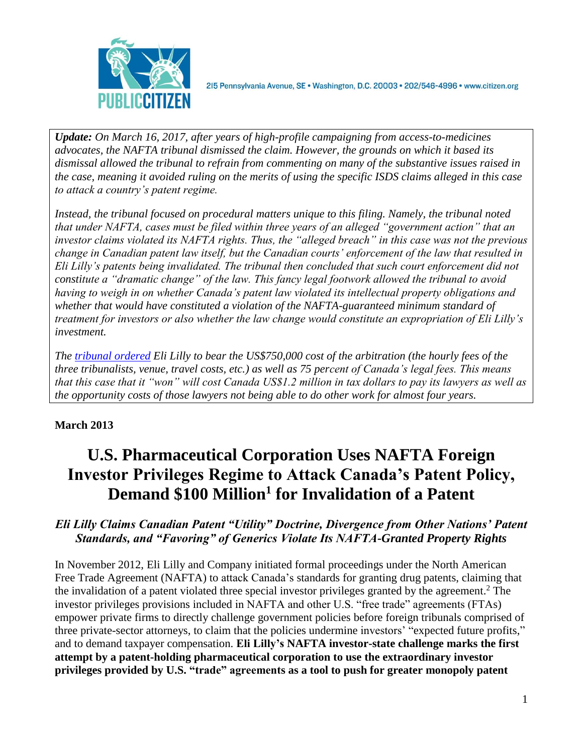215 Pennsylvania Avenue, SE • Washington, D.C. 20003 • 202/546-4996 • www.citizen.org

***Update:*** *On March 16, 2017, after years of high-profile campaigning from access-to-medicines advocates, the NAFTA tribunal dismissed the claim. However, the grounds on which it based its dismissal allowed the tribunal to refrain from commenting on many of the substantive issues raised in the case, meaning it avoided ruling on the merits of using the specific ISDS claims alleged in this case to attack a country's patent regime.*

*Instead, the tribunal focused on procedural matters unique to this filing. Namely, the tribunal noted that under NAFTA, cases must be filed within three years of an alleged "government action" that an investor claims violated its NAFTA rights. Thus, the "alleged breach" in this case was not the previous change in Canadian patent law itself, but the Canadian courts' enforcement of the law that resulted in Eli Lilly's patents being invalidated. The tribunal then concluded that such court enforcement did not constitute a "dramatic change" of the law. This fancy legal footwork allowed the tribunal to avoid having to weigh in on whether Canada's patent law violated its intellectual property obligations and whether that would have constituted a violation of the NAFTA-guaranteed minimum standard of treatment for investors or also whether the law change would constitute an expropriation of Eli Lilly's investment.*

*The [tribunal ordered] Eli Lilly to bear the US$750,000 cost of the arbitration (the hourly fees of the three tribunalists, venue, travel costs, etc.) as well as 75 percent of Canada's legal fees. This means that this case that it "won" will cost Canada US$1.2 million in tax dollars to pay its lawyers as well as the opportunity costs of those lawyers not being able to do other work for almost four years.*

**March 2013**

# U.S. Pharmaceutical Corporation Uses NAFTA Foreign Investor Privileges Regime to Attack Canada's Patent Policy, Demand $100 Million[1] for Invalidation of a Patent

### *Eli Lilly Claims Canadian Patent "Utility" Doctrine, Divergence from Other Nations' Patent Standards, and "Favoring" of Generics Violate Its NAFTA-Granted Property Rights*

In November 2012, Eli Lilly and Company initiated formal proceedings under the North American Free Trade Agreement (NAFTA) to attack Canada's standards for granting drug patents, claiming that the invalidation of a patent violated three special investor privileges granted by the agreement.[2] The investor privileges provisions included in NAFTA and other U.S. "free trade" agreements (FTAs) empower private firms to directly challenge government policies before foreign tribunals comprised of three private-sector attorneys, to claim that the policies undermine investors' "expected future profits," and to demand taxpayer compensation. **Eli Lilly's NAFTA investor-state challenge marks the first attempt by a patent-holding pharmaceutical corporation to use the extraordinary investor privileges provided by U.S. "trade" agreements as a tool to push for greater monopoly patent**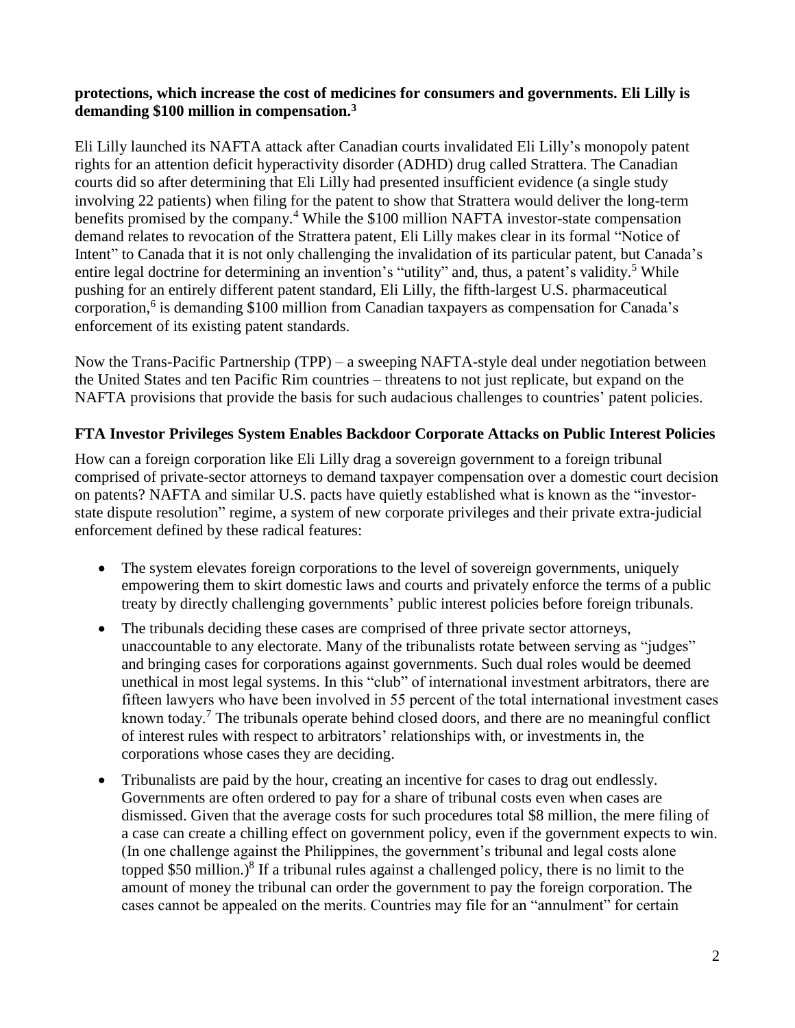**protections, which increase the cost of medicines for consumers and governments. Eli Lilly is demanding $100 million in compensation.[3]**

Eli Lilly launched its NAFTA attack after Canadian courts invalidated Eli Lilly's monopoly patent rights for an attention deficit hyperactivity disorder (ADHD) drug called Strattera. The Canadian courts did so after determining that Eli Lilly had presented insufficient evidence (a single study involving 22 patients) when filing for the patent to show that Strattera would deliver the long-term benefits promised by the company.[4] While the $100 million NAFTA investor-state compensation demand relates to revocation of the Strattera patent, Eli Lilly makes clear in its formal "Notice of Intent" to Canada that it is not only challenging the invalidation of its particular patent, but Canada's entire legal doctrine for determining an invention's "utility" and, thus, a patent's validity.[5] While pushing for an entirely different patent standard, Eli Lilly, the fifth-largest U.S. pharmaceutical corporation,[6] is demanding $100 million from Canadian taxpayers as compensation for Canada's enforcement of its existing patent standards.

Now the Trans-Pacific Partnership (TPP) – a sweeping NAFTA-style deal under negotiation between the United States and ten Pacific Rim countries – threatens to not just replicate, but expand on the NAFTA provisions that provide the basis for such audacious challenges to countries' patent policies.

## FTA Investor Privileges System Enables Backdoor Corporate Attacks on Public Interest Policies

How can a foreign corporation like Eli Lilly drag a sovereign government to a foreign tribunal comprised of private-sector attorneys to demand taxpayer compensation over a domestic court decision on patents? NAFTA and similar U.S. pacts have quietly established what is known as the "investor-state dispute resolution" regime, a system of new corporate privileges and their private extra-judicial enforcement defined by these radical features:

- The system elevates foreign corporations to the level of sovereign governments, uniquely empowering them to skirt domestic laws and courts and privately enforce the terms of a public treaty by directly challenging governments' public interest policies before foreign tribunals.
- The tribunals deciding these cases are comprised of three private sector attorneys, unaccountable to any electorate. Many of the tribunalists rotate between serving as "judges" and bringing cases for corporations against governments. Such dual roles would be deemed unethical in most legal systems. In this "club" of international investment arbitrators, there are fifteen lawyers who have been involved in 55 percent of the total international investment cases known today.[7] The tribunals operate behind closed doors, and there are no meaningful conflict of interest rules with respect to arbitrators' relationships with, or investments in, the corporations whose cases they are deciding.
- Tribunalists are paid by the hour, creating an incentive for cases to drag out endlessly. Governments are often ordered to pay for a share of tribunal costs even when cases are dismissed. Given that the average costs for such procedures total $8 million, the mere filing of a case can create a chilling effect on government policy, even if the government expects to win. (In one challenge against the Philippines, the government's tribunal and legal costs alone topped $50 million.)[8] If a tribunal rules against a challenged policy, there is no limit to the amount of money the tribunal can order the government to pay the foreign corporation. The cases cannot be appealed on the merits. Countries may file for an "annulment" for certain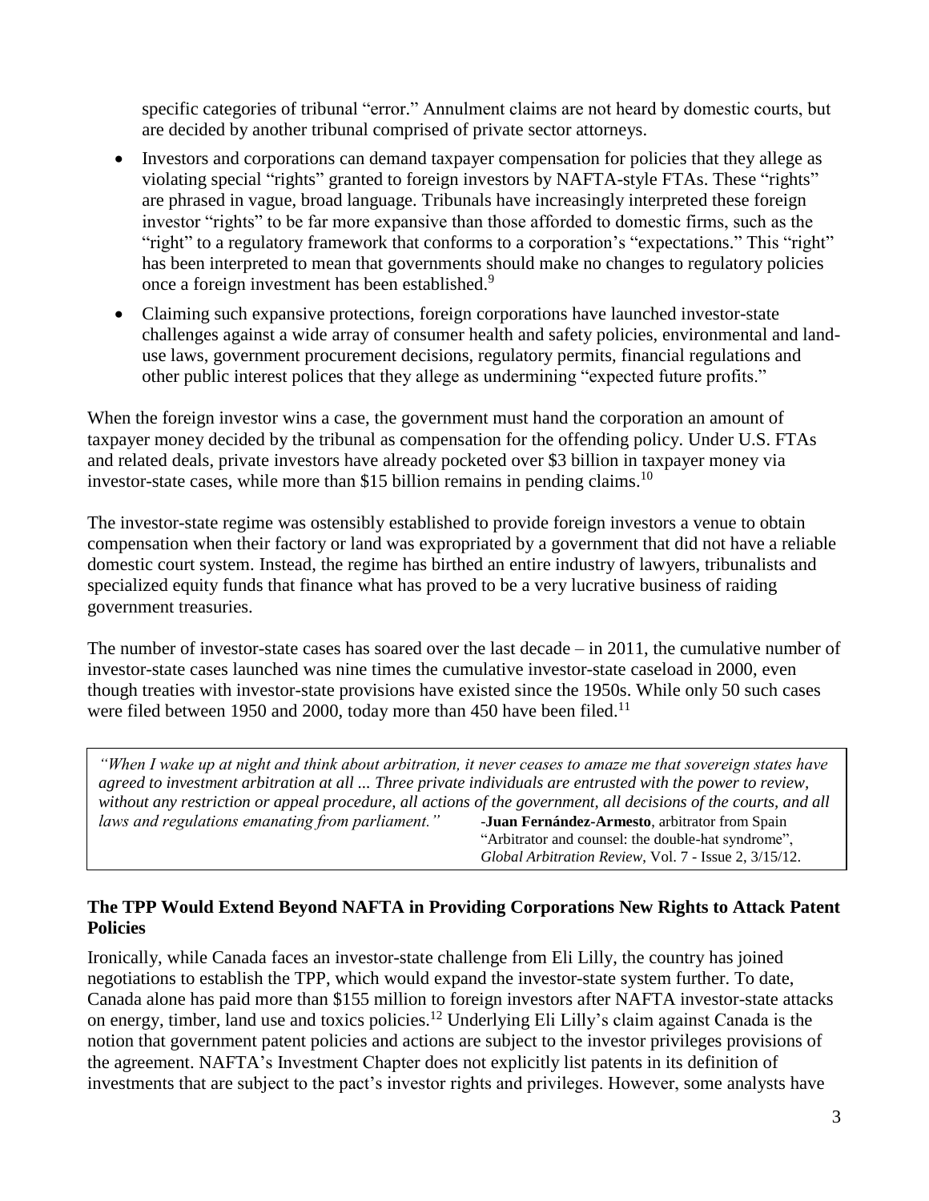specific categories of tribunal "error." Annulment claims are not heard by domestic courts, but are decided by another tribunal comprised of private sector attorneys.

- Investors and corporations can demand taxpayer compensation for policies that they allege as violating special "rights" granted to foreign investors by NAFTA-style FTAs. These "rights" are phrased in vague, broad language. Tribunals have increasingly interpreted these foreign investor "rights" to be far more expansive than those afforded to domestic firms, such as the "right" to a regulatory framework that conforms to a corporation's "expectations." This "right" has been interpreted to mean that governments should make no changes to regulatory policies once a foreign investment has been established.[9]
- Claiming such expansive protections, foreign corporations have launched investor-state challenges against a wide array of consumer health and safety policies, environmental and land-use laws, government procurement decisions, regulatory permits, financial regulations and other public interest polices that they allege as undermining "expected future profits."

When the foreign investor wins a case, the government must hand the corporation an amount of taxpayer money decided by the tribunal as compensation for the offending policy. Under U.S. FTAs and related deals, private investors have already pocketed over $3 billion in taxpayer money via investor-state cases, while more than $15 billion remains in pending claims.[10]

The investor-state regime was ostensibly established to provide foreign investors a venue to obtain compensation when their factory or land was expropriated by a government that did not have a reliable domestic court system. Instead, the regime has birthed an entire industry of lawyers, tribunalists and specialized equity funds that finance what has proved to be a very lucrative business of raiding government treasuries.

The number of investor-state cases has soared over the last decade – in 2011, the cumulative number of investor-state cases launched was nine times the cumulative investor-state caseload in 2000, even though treaties with investor-state provisions have existed since the 1950s. While only 50 such cases were filed between 1950 and 2000, today more than 450 have been filed.[11]

> *"When I wake up at night and think about arbitration, it never ceases to amaze me that sovereign states have agreed to investment arbitration at all ... Three private individuals are entrusted with the power to review, without any restriction or appeal procedure, all actions of the government, all decisions of the courts, and all laws and regulations emanating from parliament."*
>
> -**Juan Fernández-Armesto**, arbitrator from Spain
> "Arbitrator and counsel: the double-hat syndrome",
> *Global Arbitration Review*, Vol. 7 - Issue 2, 3/15/12.

## The TPP Would Extend Beyond NAFTA in Providing Corporations New Rights to Attack Patent Policies

Ironically, while Canada faces an investor-state challenge from Eli Lilly, the country has joined negotiations to establish the TPP, which would expand the investor-state system further. To date, Canada alone has paid more than $155 million to foreign investors after NAFTA investor-state attacks on energy, timber, land use and toxics policies.[12] Underlying Eli Lilly's claim against Canada is the notion that government patent policies and actions are subject to the investor privileges provisions of the agreement. NAFTA's Investment Chapter does not explicitly list patents in its definition of investments that are subject to the pact's investor rights and privileges. However, some analysts have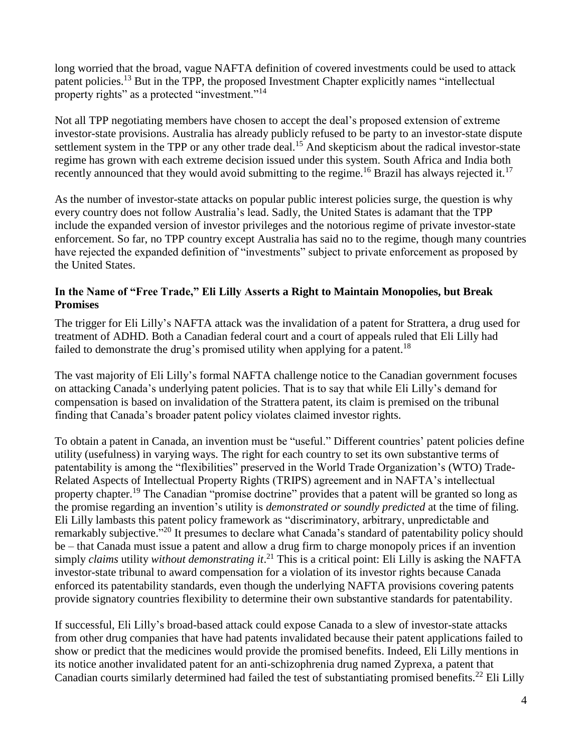long worried that the broad, vague NAFTA definition of covered investments could be used to attack patent policies.[13] But in the TPP, the proposed Investment Chapter explicitly names "intellectual property rights" as a protected "investment."[14]

Not all TPP negotiating members have chosen to accept the deal's proposed extension of extreme investor-state provisions. Australia has already publicly refused to be party to an investor-state dispute settlement system in the TPP or any other trade deal.[15] And skepticism about the radical investor-state regime has grown with each extreme decision issued under this system. South Africa and India both recently announced that they would avoid submitting to the regime.[16] Brazil has always rejected it.[17]

As the number of investor-state attacks on popular public interest policies surge, the question is why every country does not follow Australia's lead. Sadly, the United States is adamant that the TPP include the expanded version of investor privileges and the notorious regime of private investor-state enforcement. So far, no TPP country except Australia has said no to the regime, though many countries have rejected the expanded definition of "investments" subject to private enforcement as proposed by the United States.

### In the Name of "Free Trade," Eli Lilly Asserts a Right to Maintain Monopolies, but Break Promises

The trigger for Eli Lilly's NAFTA attack was the invalidation of a patent for Strattera, a drug used for treatment of ADHD. Both a Canadian federal court and a court of appeals ruled that Eli Lilly had failed to demonstrate the drug's promised utility when applying for a patent.[18]

The vast majority of Eli Lilly's formal NAFTA challenge notice to the Canadian government focuses on attacking Canada's underlying patent policies. That is to say that while Eli Lilly's demand for compensation is based on invalidation of the Strattera patent, its claim is premised on the tribunal finding that Canada's broader patent policy violates claimed investor rights.

To obtain a patent in Canada, an invention must be "useful." Different countries' patent policies define utility (usefulness) in varying ways. The right for each country to set its own substantive terms of patentability is among the "flexibilities" preserved in the World Trade Organization's (WTO) Trade-Related Aspects of Intellectual Property Rights (TRIPS) agreement and in NAFTA's intellectual property chapter.[19] The Canadian "promise doctrine" provides that a patent will be granted so long as the promise regarding an invention's utility is *demonstrated or soundly predicted* at the time of filing. Eli Lilly lambasts this patent policy framework as "discriminatory, arbitrary, unpredictable and remarkably subjective."[20] It presumes to declare what Canada's standard of patentability policy should be – that Canada must issue a patent and allow a drug firm to charge monopoly prices if an invention simply *claims* utility *without demonstrating it*.[21] This is a critical point: Eli Lilly is asking the NAFTA investor-state tribunal to award compensation for a violation of its investor rights because Canada enforced its patentability standards, even though the underlying NAFTA provisions covering patents provide signatory countries flexibility to determine their own substantive standards for patentability.

If successful, Eli Lilly's broad-based attack could expose Canada to a slew of investor-state attacks from other drug companies that have had patents invalidated because their patent applications failed to show or predict that the medicines would provide the promised benefits. Indeed, Eli Lilly mentions in its notice another invalidated patent for an anti-schizophrenia drug named Zyprexa, a patent that Canadian courts similarly determined had failed the test of substantiating promised benefits.[22] Eli Lilly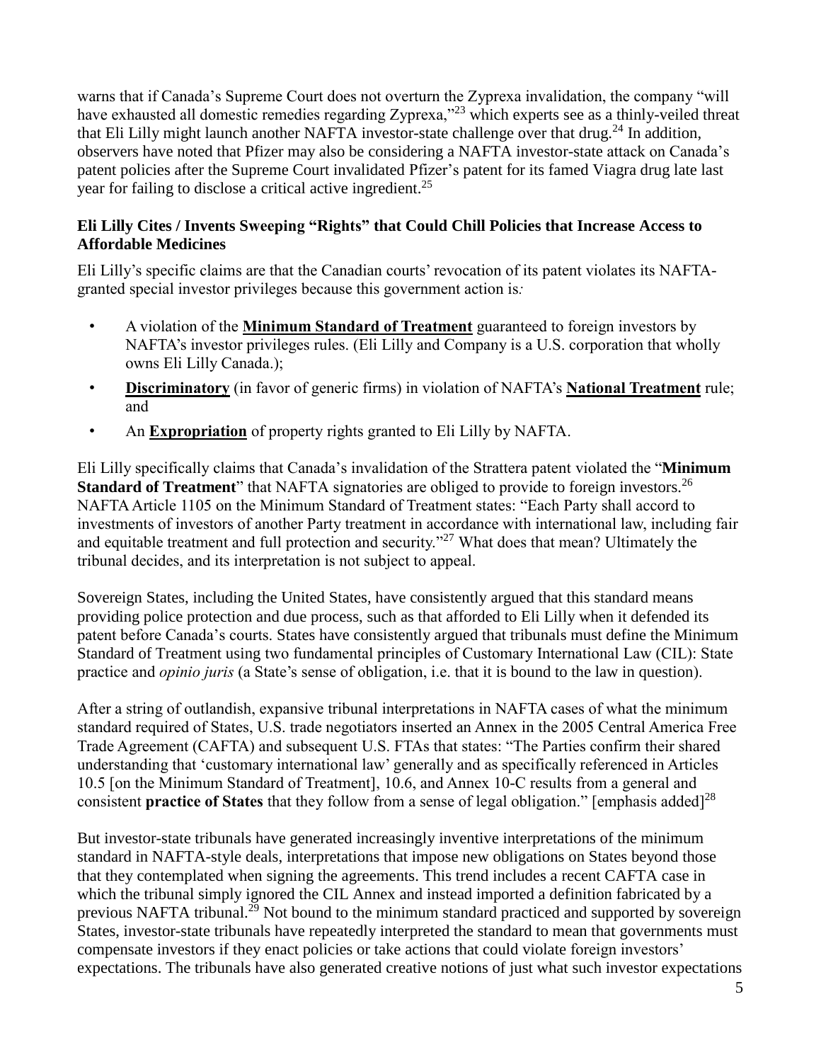warns that if Canada's Supreme Court does not overturn the Zyprexa invalidation, the company "will have exhausted all domestic remedies regarding Zyprexa,"[23] which experts see as a thinly-veiled threat that Eli Lilly might launch another NAFTA investor-state challenge over that drug.[24] In addition, observers have noted that Pfizer may also be considering a NAFTA investor-state attack on Canada's patent policies after the Supreme Court invalidated Pfizer's patent for its famed Viagra drug late last year for failing to disclose a critical active ingredient.[25]

### Eli Lilly Cites / Invents Sweeping "Rights" that Could Chill Policies that Increase Access to Affordable Medicines

Eli Lilly's specific claims are that the Canadian courts' revocation of its patent violates its NAFTA-granted special investor privileges because this government action is*:*

- A violation of the **Minimum Standard of Treatment** guaranteed to foreign investors by NAFTA's investor privileges rules. (Eli Lilly and Company is a U.S. corporation that wholly owns Eli Lilly Canada.);
- **Discriminatory** (in favor of generic firms) in violation of NAFTA's **National Treatment** rule; and
- An **Expropriation** of property rights granted to Eli Lilly by NAFTA.

Eli Lilly specifically claims that Canada's invalidation of the Strattera patent violated the "**Minimum Standard of Treatment**" that NAFTA signatories are obliged to provide to foreign investors.[26] NAFTA Article 1105 on the Minimum Standard of Treatment states: "Each Party shall accord to investments of investors of another Party treatment in accordance with international law, including fair and equitable treatment and full protection and security."[27] What does that mean? Ultimately the tribunal decides, and its interpretation is not subject to appeal.

Sovereign States, including the United States, have consistently argued that this standard means providing police protection and due process, such as that afforded to Eli Lilly when it defended its patent before Canada's courts. States have consistently argued that tribunals must define the Minimum Standard of Treatment using two fundamental principles of Customary International Law (CIL): State practice and *opinio juris* (a State's sense of obligation, i.e. that it is bound to the law in question).

After a string of outlandish, expansive tribunal interpretations in NAFTA cases of what the minimum standard required of States, U.S. trade negotiators inserted an Annex in the 2005 Central America Free Trade Agreement (CAFTA) and subsequent U.S. FTAs that states: "The Parties confirm their shared understanding that 'customary international law' generally and as specifically referenced in Articles 10.5 [on the Minimum Standard of Treatment], 10.6, and Annex 10-C results from a general and consistent **practice of States** that they follow from a sense of legal obligation." [emphasis added][28]

But investor-state tribunals have generated increasingly inventive interpretations of the minimum standard in NAFTA-style deals, interpretations that impose new obligations on States beyond those that they contemplated when signing the agreements. This trend includes a recent CAFTA case in which the tribunal simply ignored the CIL Annex and instead imported a definition fabricated by a previous NAFTA tribunal.[29] Not bound to the minimum standard practiced and supported by sovereign States, investor-state tribunals have repeatedly interpreted the standard to mean that governments must compensate investors if they enact policies or take actions that could violate foreign investors' expectations. The tribunals have also generated creative notions of just what such investor expectations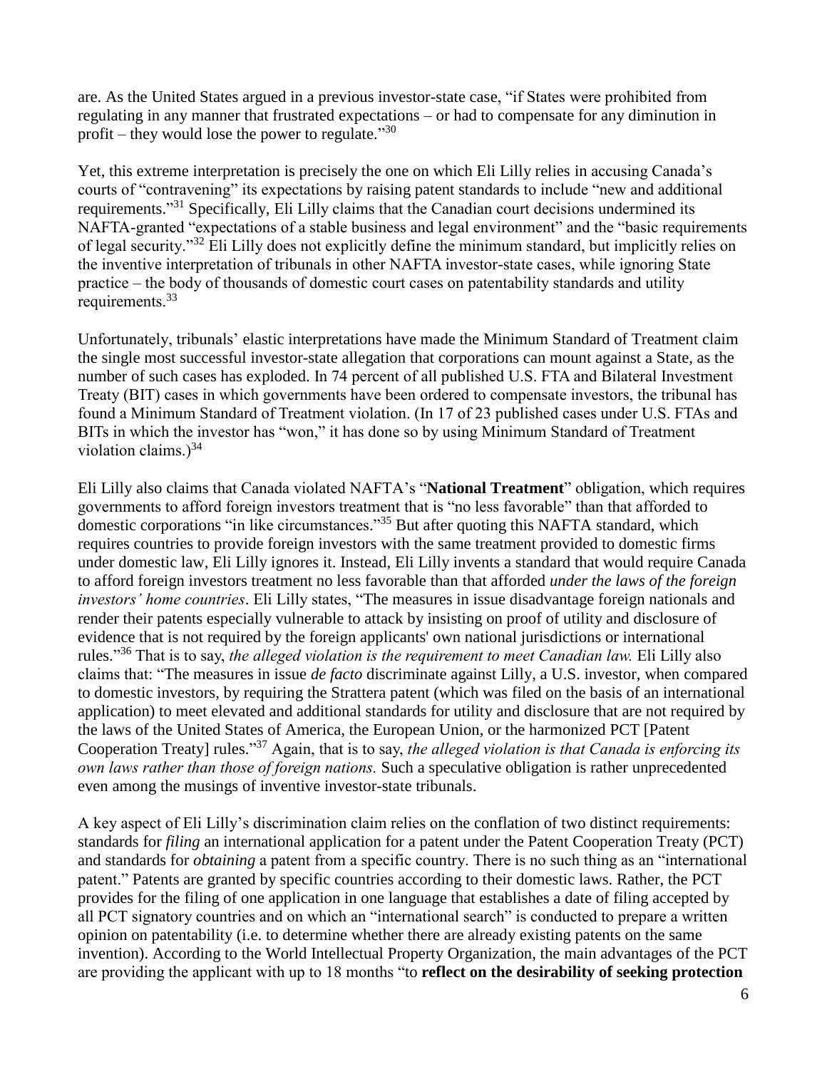are. As the United States argued in a previous investor-state case, "if States were prohibited from regulating in any manner that frustrated expectations – or had to compensate for any diminution in profit – they would lose the power to regulate."[30]

Yet, this extreme interpretation is precisely the one on which Eli Lilly relies in accusing Canada's courts of "contravening" its expectations by raising patent standards to include "new and additional requirements."[31] Specifically, Eli Lilly claims that the Canadian court decisions undermined its NAFTA-granted "expectations of a stable business and legal environment" and the "basic requirements of legal security."[32] Eli Lilly does not explicitly define the minimum standard, but implicitly relies on the inventive interpretation of tribunals in other NAFTA investor-state cases, while ignoring State practice – the body of thousands of domestic court cases on patentability standards and utility requirements.[33]

Unfortunately, tribunals' elastic interpretations have made the Minimum Standard of Treatment claim the single most successful investor-state allegation that corporations can mount against a State, as the number of such cases has exploded. In 74 percent of all published U.S. FTA and Bilateral Investment Treaty (BIT) cases in which governments have been ordered to compensate investors, the tribunal has found a Minimum Standard of Treatment violation. (In 17 of 23 published cases under U.S. FTAs and BITs in which the investor has "won," it has done so by using Minimum Standard of Treatment violation claims.)[34]

Eli Lilly also claims that Canada violated NAFTA's "**National Treatment**" obligation, which requires governments to afford foreign investors treatment that is "no less favorable" than that afforded to domestic corporations "in like circumstances."[35] But after quoting this NAFTA standard, which requires countries to provide foreign investors with the same treatment provided to domestic firms under domestic law, Eli Lilly ignores it. Instead, Eli Lilly invents a standard that would require Canada to afford foreign investors treatment no less favorable than that afforded *under the laws of the foreign investors' home countries*. Eli Lilly states, "The measures in issue disadvantage foreign nationals and render their patents especially vulnerable to attack by insisting on proof of utility and disclosure of evidence that is not required by the foreign applicants' own national jurisdictions or international rules."[36] That is to say, *the alleged violation is the requirement to meet Canadian law.* Eli Lilly also claims that: "The measures in issue *de facto* discriminate against Lilly, a U.S. investor, when compared to domestic investors, by requiring the Strattera patent (which was filed on the basis of an international application) to meet elevated and additional standards for utility and disclosure that are not required by the laws of the United States of America, the European Union, or the harmonized PCT [Patent Cooperation Treaty] rules."[37] Again, that is to say, *the alleged violation is that Canada is enforcing its own laws rather than those of foreign nations.* Such a speculative obligation is rather unprecedented even among the musings of inventive investor-state tribunals.

A key aspect of Eli Lilly's discrimination claim relies on the conflation of two distinct requirements: standards for *filing* an international application for a patent under the Patent Cooperation Treaty (PCT) and standards for *obtaining* a patent from a specific country. There is no such thing as an "international patent." Patents are granted by specific countries according to their domestic laws. Rather, the PCT provides for the filing of one application in one language that establishes a date of filing accepted by all PCT signatory countries and on which an "international search" is conducted to prepare a written opinion on patentability (i.e. to determine whether there are already existing patents on the same invention). According to the World Intellectual Property Organization, the main advantages of the PCT are providing the applicant with up to 18 months "to **reflect on the desirability of seeking protection**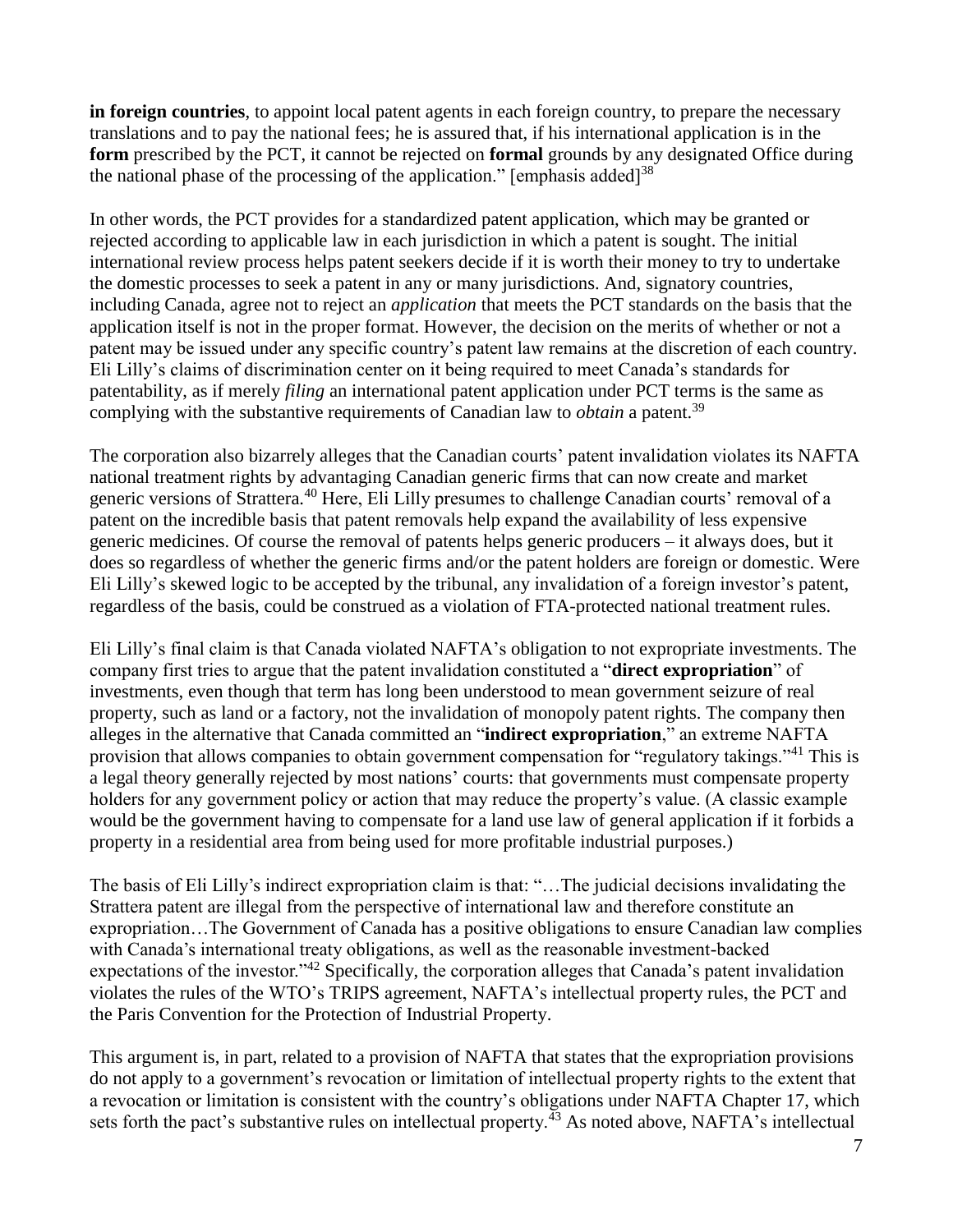**in foreign countries**, to appoint local patent agents in each foreign country, to prepare the necessary translations and to pay the national fees; he is assured that, if his international application is in the **form** prescribed by the PCT, it cannot be rejected on **formal** grounds by any designated Office during the national phase of the processing of the application." [emphasis added][38]

In other words, the PCT provides for a standardized patent application, which may be granted or rejected according to applicable law in each jurisdiction in which a patent is sought. The initial international review process helps patent seekers decide if it is worth their money to try to undertake the domestic processes to seek a patent in any or many jurisdictions. And, signatory countries, including Canada, agree not to reject an *application* that meets the PCT standards on the basis that the application itself is not in the proper format. However, the decision on the merits of whether or not a patent may be issued under any specific country's patent law remains at the discretion of each country. Eli Lilly's claims of discrimination center on it being required to meet Canada's standards for patentability, as if merely *filing* an international patent application under PCT terms is the same as complying with the substantive requirements of Canadian law to *obtain* a patent.[39]

The corporation also bizarrely alleges that the Canadian courts' patent invalidation violates its NAFTA national treatment rights by advantaging Canadian generic firms that can now create and market generic versions of Strattera.[40] Here, Eli Lilly presumes to challenge Canadian courts' removal of a patent on the incredible basis that patent removals help expand the availability of less expensive generic medicines. Of course the removal of patents helps generic producers – it always does, but it does so regardless of whether the generic firms and/or the patent holders are foreign or domestic. Were Eli Lilly's skewed logic to be accepted by the tribunal, any invalidation of a foreign investor's patent, regardless of the basis, could be construed as a violation of FTA-protected national treatment rules.

Eli Lilly's final claim is that Canada violated NAFTA's obligation to not expropriate investments. The company first tries to argue that the patent invalidation constituted a "**direct expropriation**" of investments, even though that term has long been understood to mean government seizure of real property, such as land or a factory, not the invalidation of monopoly patent rights. The company then alleges in the alternative that Canada committed an "**indirect expropriation**," an extreme NAFTA provision that allows companies to obtain government compensation for "regulatory takings."[41] This is a legal theory generally rejected by most nations' courts: that governments must compensate property holders for any government policy or action that may reduce the property's value. (A classic example would be the government having to compensate for a land use law of general application if it forbids a property in a residential area from being used for more profitable industrial purposes.)

The basis of Eli Lilly's indirect expropriation claim is that: "…The judicial decisions invalidating the Strattera patent are illegal from the perspective of international law and therefore constitute an expropriation…The Government of Canada has a positive obligations to ensure Canadian law complies with Canada's international treaty obligations, as well as the reasonable investment-backed expectations of the investor."[42] Specifically, the corporation alleges that Canada's patent invalidation violates the rules of the WTO's TRIPS agreement, NAFTA's intellectual property rules, the PCT and the Paris Convention for the Protection of Industrial Property.

This argument is, in part, related to a provision of NAFTA that states that the expropriation provisions do not apply to a government's revocation or limitation of intellectual property rights to the extent that a revocation or limitation is consistent with the country's obligations under NAFTA Chapter 17, which sets forth the pact's substantive rules on intellectual property.[43] As noted above, NAFTA's intellectual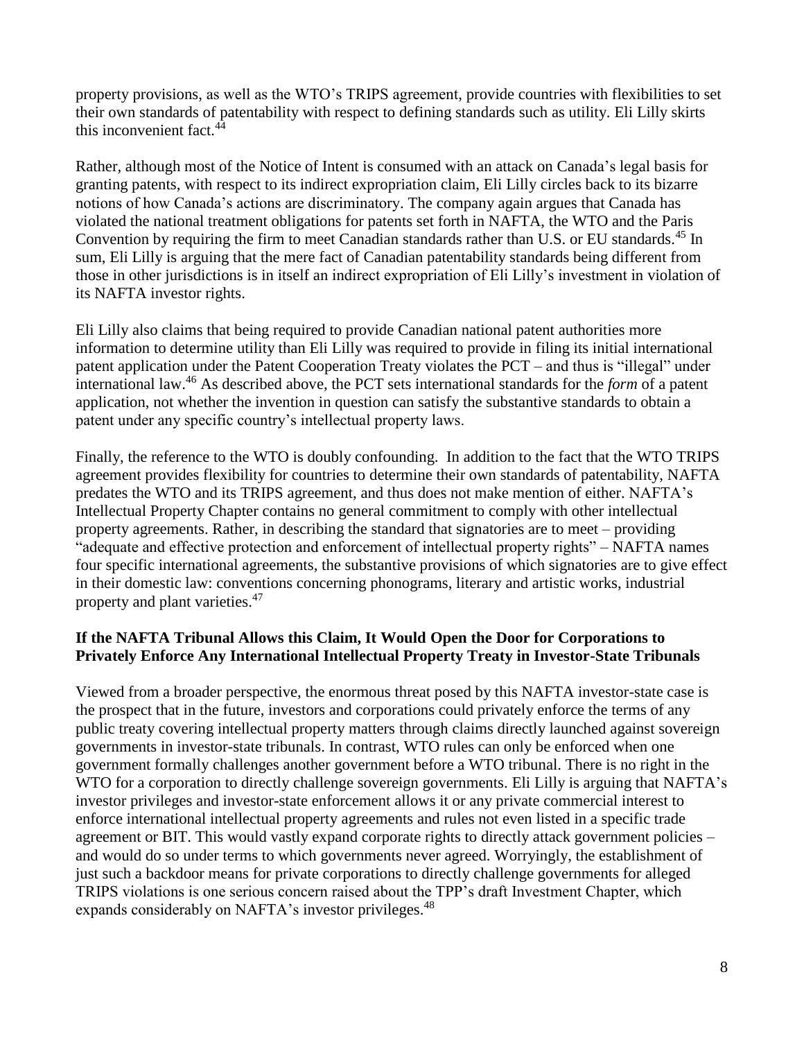property provisions, as well as the WTO's TRIPS agreement, provide countries with flexibilities to set their own standards of patentability with respect to defining standards such as utility. Eli Lilly skirts this inconvenient fact.[44]

Rather, although most of the Notice of Intent is consumed with an attack on Canada's legal basis for granting patents, with respect to its indirect expropriation claim, Eli Lilly circles back to its bizarre notions of how Canada's actions are discriminatory. The company again argues that Canada has violated the national treatment obligations for patents set forth in NAFTA, the WTO and the Paris Convention by requiring the firm to meet Canadian standards rather than U.S. or EU standards.[45] In sum, Eli Lilly is arguing that the mere fact of Canadian patentability standards being different from those in other jurisdictions is in itself an indirect expropriation of Eli Lilly's investment in violation of its NAFTA investor rights.

Eli Lilly also claims that being required to provide Canadian national patent authorities more information to determine utility than Eli Lilly was required to provide in filing its initial international patent application under the Patent Cooperation Treaty violates the PCT – and thus is "illegal" under international law.[46] As described above, the PCT sets international standards for the *form* of a patent application, not whether the invention in question can satisfy the substantive standards to obtain a patent under any specific country's intellectual property laws.

Finally, the reference to the WTO is doubly confounding. In addition to the fact that the WTO TRIPS agreement provides flexibility for countries to determine their own standards of patentability, NAFTA predates the WTO and its TRIPS agreement, and thus does not make mention of either. NAFTA's Intellectual Property Chapter contains no general commitment to comply with other intellectual property agreements. Rather, in describing the standard that signatories are to meet – providing "adequate and effective protection and enforcement of intellectual property rights" – NAFTA names four specific international agreements, the substantive provisions of which signatories are to give effect in their domestic law: conventions concerning phonograms, literary and artistic works, industrial property and plant varieties.[47]

**If the NAFTA Tribunal Allows this Claim, It Would Open the Door for Corporations to Privately Enforce Any International Intellectual Property Treaty in Investor-State Tribunals**

Viewed from a broader perspective, the enormous threat posed by this NAFTA investor-state case is the prospect that in the future, investors and corporations could privately enforce the terms of any public treaty covering intellectual property matters through claims directly launched against sovereign governments in investor-state tribunals. In contrast, WTO rules can only be enforced when one government formally challenges another government before a WTO tribunal. There is no right in the WTO for a corporation to directly challenge sovereign governments. Eli Lilly is arguing that NAFTA's investor privileges and investor-state enforcement allows it or any private commercial interest to enforce international intellectual property agreements and rules not even listed in a specific trade agreement or BIT. This would vastly expand corporate rights to directly attack government policies – and would do so under terms to which governments never agreed. Worryingly, the establishment of just such a backdoor means for private corporations to directly challenge governments for alleged TRIPS violations is one serious concern raised about the TPP's draft Investment Chapter, which expands considerably on NAFTA's investor privileges.[48]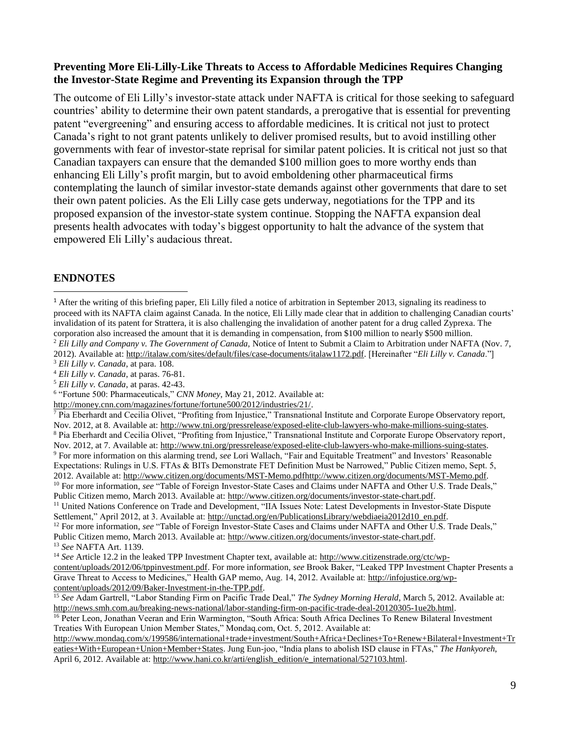**Preventing More Eli-Lilly-Like Threats to Access to Affordable Medicines Requires Changing the Investor-State Regime and Preventing its Expansion through the TPP**

The outcome of Eli Lilly's investor-state attack under NAFTA is critical for those seeking to safeguard countries' ability to determine their own patent standards, a prerogative that is essential for preventing patent "evergreening" and ensuring access to affordable medicines. It is critical not just to protect Canada's right to not grant patents unlikely to deliver promised results, but to avoid instilling other governments with fear of investor-state reprisal for similar patent policies. It is critical not just so that Canadian taxpayers can ensure that the demanded $100 million goes to more worthy ends than enhancing Eli Lilly's profit margin, but to avoid emboldening other pharmaceutical firms contemplating the launch of similar investor-state demands against other governments that dare to set their own patent policies. As the Eli Lilly case gets underway, negotiations for the TPP and its proposed expansion of the investor-state system continue. Stopping the NAFTA expansion deal presents health advocates with today's biggest opportunity to halt the advance of the system that empowered Eli Lilly's audacious threat.

## ENDNOTES

[1] After the writing of this briefing paper, Eli Lilly filed a notice of arbitration in September 2013, signaling its readiness to proceed with its NAFTA claim against Canada. In the notice, Eli Lilly made clear that in addition to challenging Canadian courts' invalidation of its patent for Strattera, it is also challenging the invalidation of another patent for a drug called Zyprexa. The corporation also increased the amount that it is demanding in compensation, from $100 million to nearly $500 million.

[2] *Eli Lilly and Company v. The Government of Canada,* Notice of Intent to Submit a Claim to Arbitration under NAFTA (Nov. 7, 2012). Available at: http://italaw.com/sites/default/files/case-documents/italaw1172.pdf. [Hereinafter "*Eli Lilly v. Canada*."]

[3] *Eli Lilly v. Canada*, at para. 108.

[4] *Eli Lilly v. Canada*, at paras. 76-81.

[5] *Eli Lilly v. Canada*, at paras. 42-43.

[6] "Fortune 500: Pharmaceuticals," *CNN Money,* May 21, 2012. Available at: http://money.cnn.com/magazines/fortune/fortune500/2012/industries/21/.

[7] Pia Eberhardt and Cecilia Olivet, "Profiting from Injustice," Transnational Institute and Corporate Europe Observatory report, Nov. 2012, at 8. Available at: http://www.tni.org/pressrelease/exposed-elite-club-lawyers-who-make-millions-suing-states.

[8] Pia Eberhardt and Cecilia Olivet, "Profiting from Injustice," Transnational Institute and Corporate Europe Observatory report, Nov. 2012, at 7. Available at: http://www.tni.org/pressrelease/exposed-elite-club-lawyers-who-make-millions-suing-states.

[9] For more information on this alarming trend, *see* Lori Wallach, "Fair and Equitable Treatment" and Investors' Reasonable Expectations: Rulings in U.S. FTAs & BITs Demonstrate FET Definition Must be Narrowed," Public Citizen memo, Sept. 5, 2012. Available at: http://www.citizen.org/documents/MST-Memo.pdfhttp://www.citizen.org/documents/MST-Memo.pdf.

[10] For more information, *see* "Table of Foreign Investor-State Cases and Claims under NAFTA and Other U.S. Trade Deals," Public Citizen memo, March 2013. Available at: http://www.citizen.org/documents/investor-state-chart.pdf.

[11] United Nations Conference on Trade and Development, "IIA Issues Note: Latest Developments in Investor-State Dispute Settlement," April 2012, at 3. Available at: http://unctad.org/en/PublicationsLibrary/webdiaeia2012d10_en.pdf.

[12] For more information, *see* "Table of Foreign Investor-State Cases and Claims under NAFTA and Other U.S. Trade Deals," Public Citizen memo, March 2013. Available at: http://www.citizen.org/documents/investor-state-chart.pdf.

[13] *See* NAFTA Art. 1139.

[14] *See* Article 12.2 in the leaked TPP Investment Chapter text, available at: http://www.citizenstrade.org/ctc/wp-content/uploads/2012/06/tppinvestment.pdf. For more information, *see* Brook Baker, "Leaked TPP Investment Chapter Presents a Grave Threat to Access to Medicines," Health GAP memo, Aug. 14, 2012. Available at: http://infojustice.org/wp-content/uploads/2012/09/Baker-Investment-in-the-TPP.pdf.

[15] *See* Adam Gartrell, "Labor Standing Firm on Pacific Trade Deal," *The Sydney Morning Herald*, March 5, 2012. Available at: http://news.smh.com.au/breaking-news-national/labor-standing-firm-on-pacific-trade-deal-20120305-1ue2b.html.

[16] Peter Leon, Jonathan Veeran and Erin Warmington, "South Africa: South Africa Declines To Renew Bilateral Investment Treaties With European Union Member States," Mondaq.com, Oct. 5, 2012. Available at: http://www.mondaq.com/x/199586/international+trade+investment/South+Africa+Declines+To+Renew+Bilateral+Investment+Treaties+With+European+Union+Member+States. Jung Eun-joo, "India plans to abolish ISD clause in FTAs," *The Hankyoreh*, April 6, 2012. Available at: http://www.hani.co.kr/arti/english_edition/e_international/527103.html.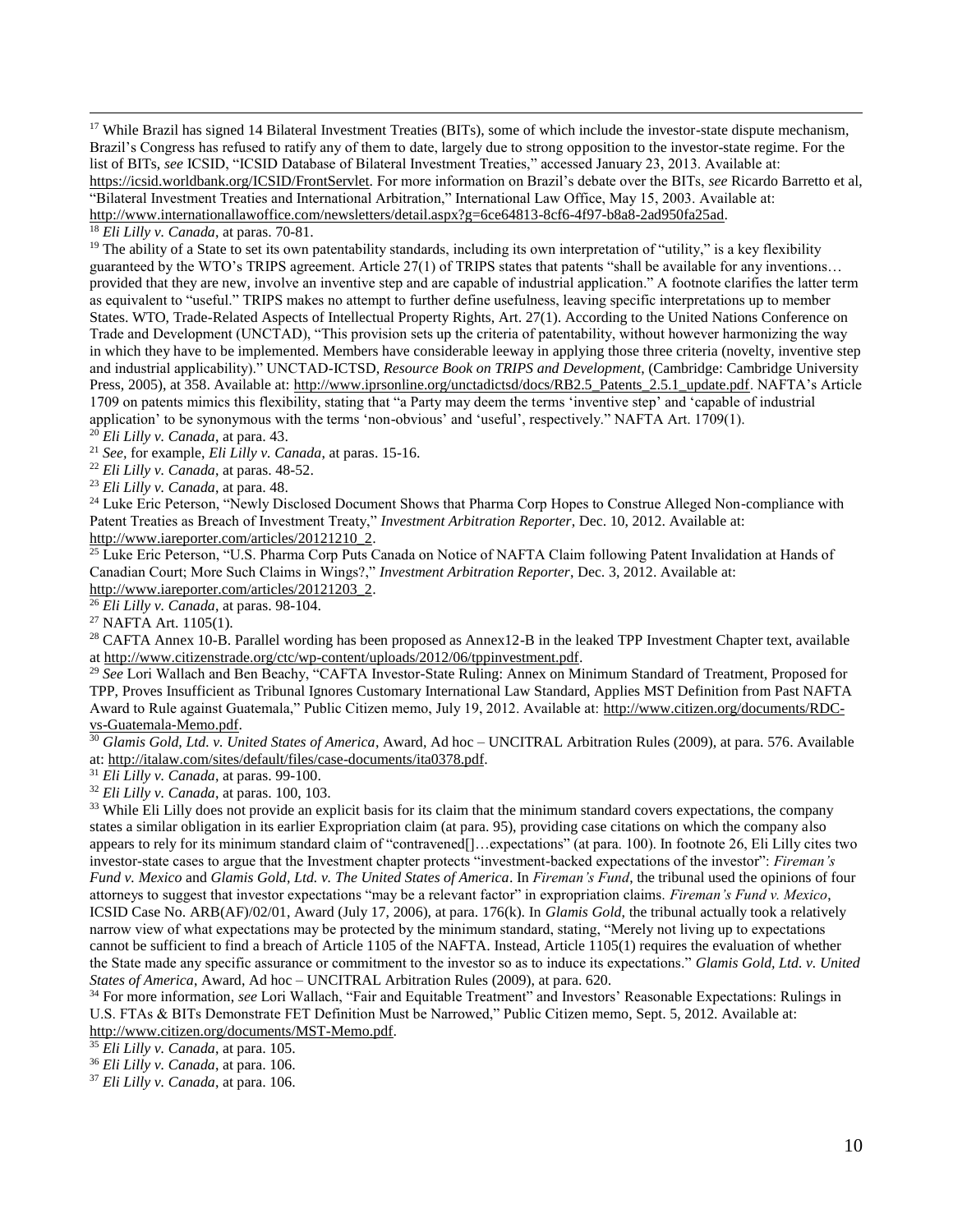[17] While Brazil has signed 14 Bilateral Investment Treaties (BITs), some of which include the investor-state dispute mechanism, Brazil's Congress has refused to ratify any of them to date, largely due to strong opposition to the investor-state regime. For the list of BITs, *see* ICSID, "ICSID Database of Bilateral Investment Treaties," accessed January 23, 2013. Available at: https://icsid.worldbank.org/ICSID/FrontServlet. For more information on Brazil's debate over the BITs, *see* Ricardo Barretto et al, "Bilateral Investment Treaties and International Arbitration," International Law Office, May 15, 2003. Available at: http://www.internationallawoffice.com/newsletters/detail.aspx?g=6ce64813-8cf6-4f97-b8a8-2ad950fa25ad.

[18] *Eli Lilly v. Canada*, at paras. 70-81.

[19] The ability of a State to set its own patentability standards, including its own interpretation of "utility," is a key flexibility guaranteed by the WTO's TRIPS agreement. Article 27(1) of TRIPS states that patents "shall be available for any inventions… provided that they are new, involve an inventive step and are capable of industrial application." A footnote clarifies the latter term as equivalent to "useful." TRIPS makes no attempt to further define usefulness, leaving specific interpretations up to member States. WTO, Trade-Related Aspects of Intellectual Property Rights, Art. 27(1). According to the United Nations Conference on Trade and Development (UNCTAD), "This provision sets up the criteria of patentability, without however harmonizing the way in which they have to be implemented. Members have considerable leeway in applying those three criteria (novelty, inventive step and industrial applicability)." UNCTAD-ICTSD, *Resource Book on TRIPS and Development*, (Cambridge: Cambridge University Press, 2005), at 358. Available at: http://www.iprsonline.org/unctadictsd/docs/RB2.5_Patents_2.5.1_update.pdf. NAFTA's Article 1709 on patents mimics this flexibility, stating that "a Party may deem the terms 'inventive step' and 'capable of industrial application' to be synonymous with the terms 'non-obvious' and 'useful', respectively." NAFTA Art. 1709(1).

[20] *Eli Lilly v. Canada*, at para. 43.

[21] *See*, for example, *Eli Lilly v. Canada*, at paras. 15-16.

[22] *Eli Lilly v. Canada*, at paras. 48-52.

[23] *Eli Lilly v. Canada*, at para. 48.

[24] Luke Eric Peterson, "Newly Disclosed Document Shows that Pharma Corp Hopes to Construe Alleged Non-compliance with Patent Treaties as Breach of Investment Treaty," *Investment Arbitration Reporter*, Dec. 10, 2012. Available at: http://www.iareporter.com/articles/20121210_2.

[25] Luke Eric Peterson, "U.S. Pharma Corp Puts Canada on Notice of NAFTA Claim following Patent Invalidation at Hands of Canadian Court; More Such Claims in Wings?," *Investment Arbitration Reporter*, Dec. 3, 2012. Available at: http://www.iareporter.com/articles/20121203_2.

[26] *Eli Lilly v. Canada*, at paras. 98-104.

[27] NAFTA Art. 1105(1).

[28] CAFTA Annex 10-B. Parallel wording has been proposed as Annex12-B in the leaked TPP Investment Chapter text, available at http://www.citizenstrade.org/ctc/wp-content/uploads/2012/06/tppinvestment.pdf.

[29] *See* Lori Wallach and Ben Beachy, "CAFTA Investor-State Ruling: Annex on Minimum Standard of Treatment, Proposed for TPP, Proves Insufficient as Tribunal Ignores Customary International Law Standard, Applies MST Definition from Past NAFTA Award to Rule against Guatemala," Public Citizen memo, July 19, 2012. Available at: http://www.citizen.org/documents/RDC-vs-Guatemala-Memo.pdf.

[30] *Glamis Gold, Ltd. v. United States of America*, Award, Ad hoc – UNCITRAL Arbitration Rules (2009), at para. 576. Available at: http://italaw.com/sites/default/files/case-documents/ita0378.pdf.

[31] *Eli Lilly v. Canada*, at paras. 99-100.

[32] *Eli Lilly v. Canada*, at paras. 100, 103.

[33] While Eli Lilly does not provide an explicit basis for its claim that the minimum standard covers expectations, the company states a similar obligation in its earlier Expropriation claim (at para. 95), providing case citations on which the company also appears to rely for its minimum standard claim of "contravened[]…expectations" (at para. 100). In footnote 26, Eli Lilly cites two investor-state cases to argue that the Investment chapter protects "investment-backed expectations of the investor": *Fireman's Fund v. Mexico* and *Glamis Gold, Ltd. v. The United States of America*. In *Fireman's Fund*, the tribunal used the opinions of four attorneys to suggest that investor expectations "may be a relevant factor" in expropriation claims. *Fireman's Fund v. Mexico*, ICSID Case No. ARB(AF)/02/01, Award (July 17, 2006), at para. 176(k). In *Glamis Gold*, the tribunal actually took a relatively narrow view of what expectations may be protected by the minimum standard, stating, "Merely not living up to expectations cannot be sufficient to find a breach of Article 1105 of the NAFTA. Instead, Article 1105(1) requires the evaluation of whether the State made any specific assurance or commitment to the investor so as to induce its expectations." *Glamis Gold, Ltd. v. United States of America*, Award, Ad hoc – UNCITRAL Arbitration Rules (2009), at para. 620.

[34] For more information, *see* Lori Wallach, "Fair and Equitable Treatment" and Investors' Reasonable Expectations: Rulings in U.S. FTAs & BITs Demonstrate FET Definition Must be Narrowed," Public Citizen memo, Sept. 5, 2012. Available at: http://www.citizen.org/documents/MST-Memo.pdf.

[35] *Eli Lilly v. Canada*, at para. 105.

[36] *Eli Lilly v. Canada*, at para. 106.

[37] *Eli Lilly v. Canada*, at para. 106.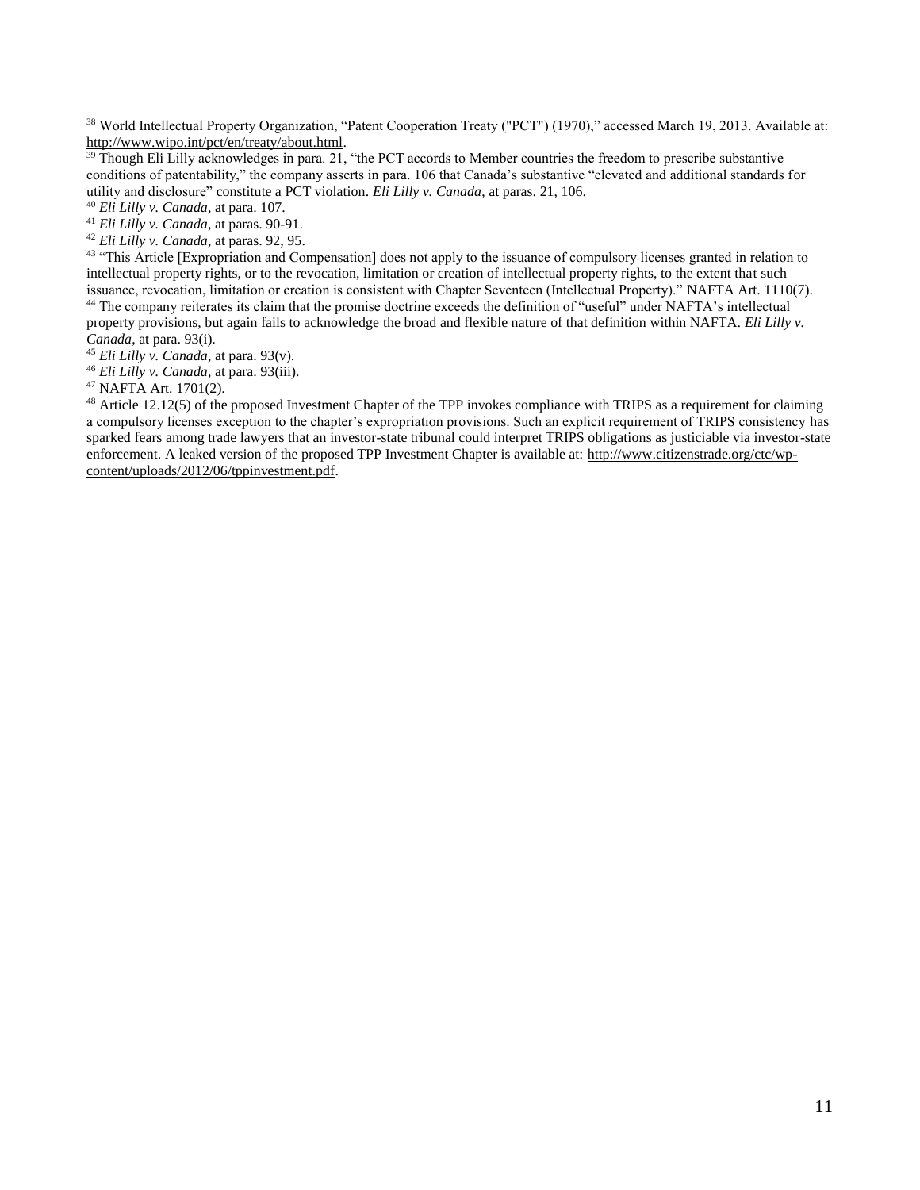[38] World Intellectual Property Organization, "Patent Cooperation Treaty ("PCT") (1970)," accessed March 19, 2013. Available at: http://www.wipo.int/pct/en/treaty/about.html.

[39] Though Eli Lilly acknowledges in para. 21, "the PCT accords to Member countries the freedom to prescribe substantive conditions of patentability," the company asserts in para. 106 that Canada's substantive "elevated and additional standards for utility and disclosure" constitute a PCT violation. *Eli Lilly v. Canada*, at paras. 21, 106.

[40] *Eli Lilly v. Canada*, at para. 107.

[41] *Eli Lilly v. Canada*, at paras. 90-91.

[42] *Eli Lilly v. Canada*, at paras. 92, 95.

[43] "This Article [Expropriation and Compensation] does not apply to the issuance of compulsory licenses granted in relation to intellectual property rights, or to the revocation, limitation or creation of intellectual property rights, to the extent that such issuance, revocation, limitation or creation is consistent with Chapter Seventeen (Intellectual Property)." NAFTA Art. 1110(7).

[44] The company reiterates its claim that the promise doctrine exceeds the definition of "useful" under NAFTA's intellectual property provisions, but again fails to acknowledge the broad and flexible nature of that definition within NAFTA. *Eli Lilly v. Canada*, at para. 93(i).

[45] *Eli Lilly v. Canada*, at para. 93(v).

[46] *Eli Lilly v. Canada*, at para. 93(iii).

[47] NAFTA Art. 1701(2).

[48] Article 12.12(5) of the proposed Investment Chapter of the TPP invokes compliance with TRIPS as a requirement for claiming a compulsory licenses exception to the chapter's expropriation provisions. Such an explicit requirement of TRIPS consistency has sparked fears among trade lawyers that an investor-state tribunal could interpret TRIPS obligations as justiciable via investor-state enforcement. A leaked version of the proposed TPP Investment Chapter is available at: http://www.citizenstrade.org/ctc/wp-content/uploads/2012/06/tppinvestment.pdf.